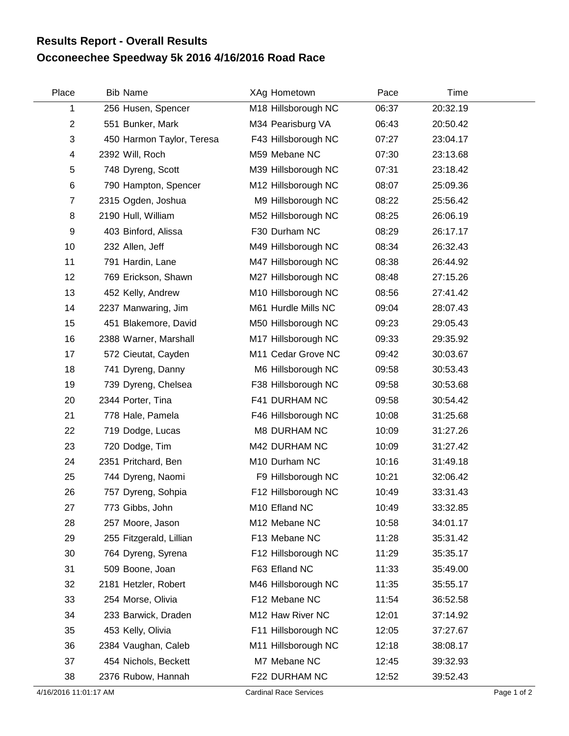# Results Report - Overall Results

## Occoneechee Speedway 5k 2016 4/16/2016 Road Race

| Place | Bib | Name | XAg | Hometown | Pace | Time |
|---|---|---|---|---|---|---|
| 1 | 256 | Husen, Spencer | M18 | Hillsborough NC | 06:37 | 20:32.19 |
| 2 | 551 | Bunker, Mark | M34 | Pearisburg VA | 06:43 | 20:50.42 |
| 3 | 450 | Harmon Taylor, Teresa | F43 | Hillsborough NC | 07:27 | 23:04.17 |
| 4 | 2392 | Will, Roch | M59 | Mebane NC | 07:30 | 23:13.68 |
| 5 | 748 | Dyreng, Scott | M39 | Hillsborough NC | 07:31 | 23:18.42 |
| 6 | 790 | Hampton, Spencer | M12 | Hillsborough NC | 08:07 | 25:09.36 |
| 7 | 2315 | Ogden, Joshua | M9 | Hillsborough NC | 08:22 | 25:56.42 |
| 8 | 2190 | Hull, William | M52 | Hillsborough NC | 08:25 | 26:06.19 |
| 9 | 403 | Binford, Alissa | F30 | Durham NC | 08:29 | 26:17.17 |
| 10 | 232 | Allen, Jeff | M49 | Hillsborough NC | 08:34 | 26:32.43 |
| 11 | 791 | Hardin, Lane | M47 | Hillsborough NC | 08:38 | 26:44.92 |
| 12 | 769 | Erickson, Shawn | M27 | Hillsborough NC | 08:48 | 27:15.26 |
| 13 | 452 | Kelly, Andrew | M10 | Hillsborough NC | 08:56 | 27:41.42 |
| 14 | 2237 | Manwaring, Jim | M61 | Hurdle Mills NC | 09:04 | 28:07.43 |
| 15 | 451 | Blakemore, David | M50 | Hillsborough NC | 09:23 | 29:05.43 |
| 16 | 2388 | Warner, Marshall | M17 | Hillsborough NC | 09:33 | 29:35.92 |
| 17 | 572 | Cieutat, Cayden | M11 | Cedar Grove NC | 09:42 | 30:03.67 |
| 18 | 741 | Dyreng, Danny | M6 | Hillsborough NC | 09:58 | 30:53.43 |
| 19 | 739 | Dyreng, Chelsea | F38 | Hillsborough NC | 09:58 | 30:53.68 |
| 20 | 2344 | Porter, Tina | F41 | DURHAM NC | 09:58 | 30:54.42 |
| 21 | 778 | Hale, Pamela | F46 | Hillsborough NC | 10:08 | 31:25.68 |
| 22 | 719 | Dodge, Lucas | M8 | DURHAM NC | 10:09 | 31:27.26 |
| 23 | 720 | Dodge, Tim | M42 | DURHAM NC | 10:09 | 31:27.42 |
| 24 | 2351 | Pritchard, Ben | M10 | Durham NC | 10:16 | 31:49.18 |
| 25 | 744 | Dyreng, Naomi | F9 | Hillsborough NC | 10:21 | 32:06.42 |
| 26 | 757 | Dyreng, Sohpia | F12 | Hillsborough NC | 10:49 | 33:31.43 |
| 27 | 773 | Gibbs, John | M10 | Efland NC | 10:49 | 33:32.85 |
| 28 | 257 | Moore, Jason | M12 | Mebane NC | 10:58 | 34:01.17 |
| 29 | 255 | Fitzgerald, Lillian | F13 | Mebane NC | 11:28 | 35:31.42 |
| 30 | 764 | Dyreng, Syrena | F12 | Hillsborough NC | 11:29 | 35:35.17 |
| 31 | 509 | Boone, Joan | F63 | Efland NC | 11:33 | 35:49.00 |
| 32 | 2181 | Hetzler, Robert | M46 | Hillsborough NC | 11:35 | 35:55.17 |
| 33 | 254 | Morse, Olivia | F12 | Mebane NC | 11:54 | 36:52.58 |
| 34 | 233 | Barwick, Draden | M12 | Haw River NC | 12:01 | 37:14.92 |
| 35 | 453 | Kelly, Olivia | F11 | Hillsborough NC | 12:05 | 37:27.67 |
| 36 | 2384 | Vaughan, Caleb | M11 | Hillsborough NC | 12:18 | 38:08.17 |
| 37 | 454 | Nichols, Beckett | M7 | Mebane NC | 12:45 | 39:32.93 |
| 38 | 2376 | Rubow, Hannah | F22 | DURHAM NC | 12:52 | 39:52.43 |

4/16/2016 11:01:17 AM Cardinal Race Services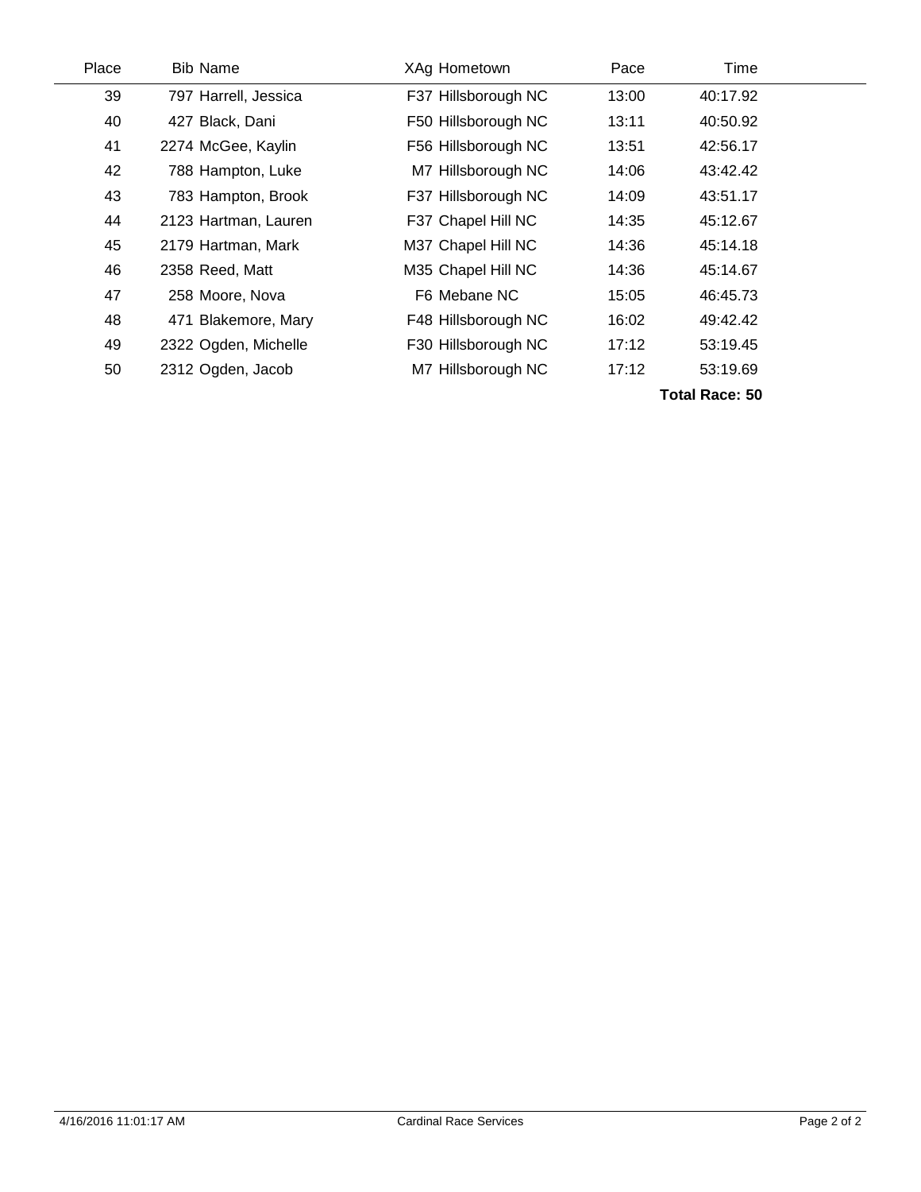| Place | Bib | Name | XAg | Hometown | Pace | Time |
| --- | --- | --- | --- | --- | --- | --- |
| 39 | 797 | Harrell, Jessica | F37 | Hillsborough NC | 13:00 | 40:17.92 |
| 40 | 427 | Black, Dani | F50 | Hillsborough NC | 13:11 | 40:50.92 |
| 41 | 2274 | McGee, Kaylin | F56 | Hillsborough NC | 13:51 | 42:56.17 |
| 42 | 788 | Hampton, Luke | M7 | Hillsborough NC | 14:06 | 43:42.42 |
| 43 | 783 | Hampton, Brook | F37 | Hillsborough NC | 14:09 | 43:51.17 |
| 44 | 2123 | Hartman, Lauren | F37 | Chapel Hill NC | 14:35 | 45:12.67 |
| 45 | 2179 | Hartman, Mark | M37 | Chapel Hill NC | 14:36 | 45:14.18 |
| 46 | 2358 | Reed, Matt | M35 | Chapel Hill NC | 14:36 | 45:14.67 |
| 47 | 258 | Moore, Nova | F6 | Mebane NC | 15:05 | 46:45.73 |
| 48 | 471 | Blakemore, Mary | F48 | Hillsborough NC | 16:02 | 49:42.42 |
| 49 | 2322 | Ogden, Michelle | F30 | Hillsborough NC | 17:12 | 53:19.45 |
| 50 | 2312 | Ogden, Jacob | M7 | Hillsborough NC | 17:12 | 53:19.69 |

**Total Race: 50**

4/16/2016 11:01:17 AM

Cardinal Race Services